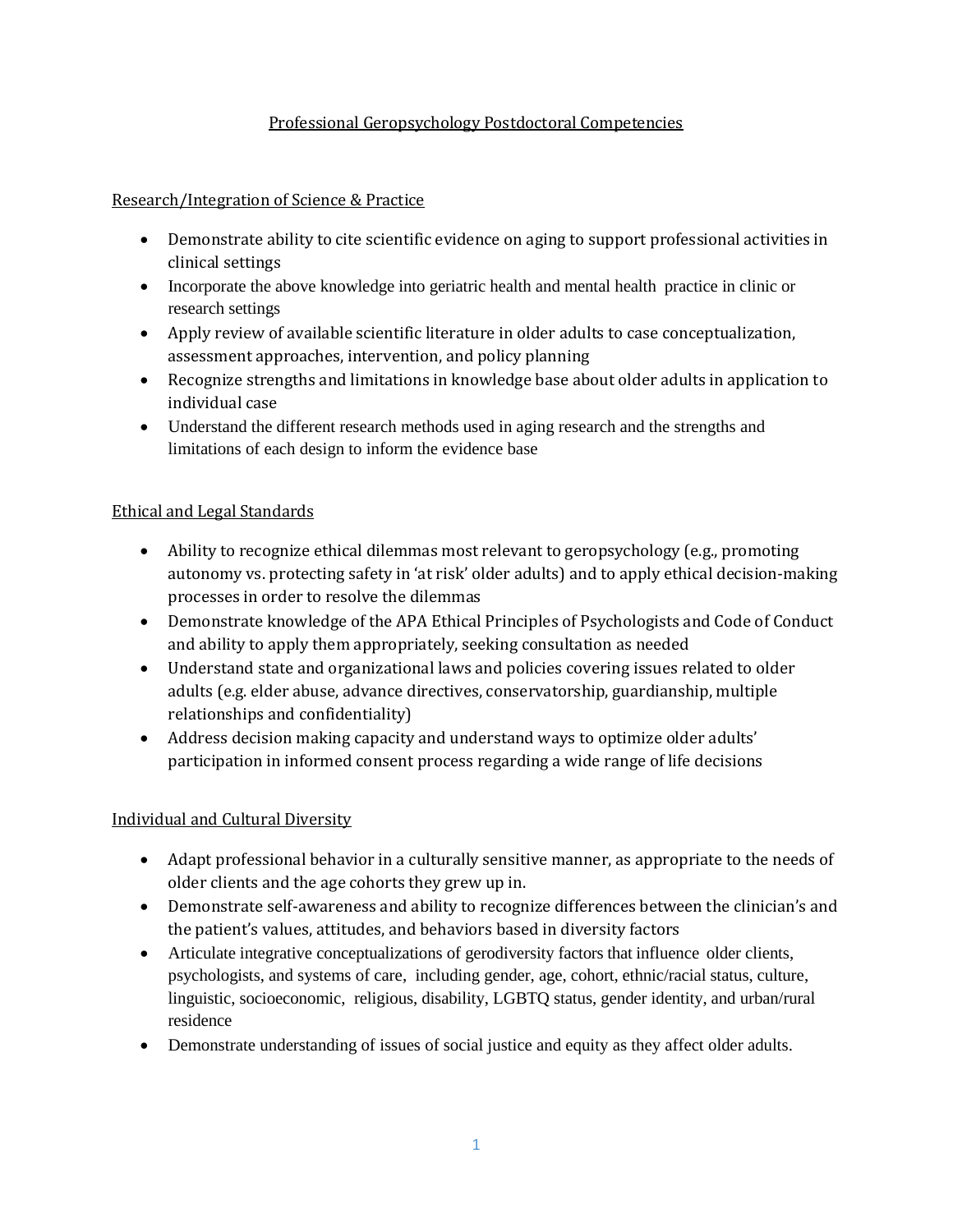# Professional Geropsychology Postdoctoral Competencies

## Research/Integration of Science & Practice

- Demonstrate ability to cite scientific evidence on aging to support professional activities in clinical settings
- Incorporate the above knowledge into geriatric health and mental health practice in clinic or research settings
- Apply review of available scientific literature in older adults to case conceptualization, assessment approaches, intervention, and policy planning
- Recognize strengths and limitations in knowledge base about older adults in application to individual case
- Understand the different research methods used in aging research and the strengths and limitations of each design to inform the evidence base

## Ethical and Legal Standards

- Ability to recognize ethical dilemmas most relevant to geropsychology (e.g., promoting autonomy vs. protecting safety in 'at risk' older adults) and to apply ethical decision-making processes in order to resolve the dilemmas
- Demonstrate knowledge of the APA Ethical Principles of Psychologists and Code of Conduct and ability to apply them appropriately, seeking consultation as needed
- Understand state and organizational laws and policies covering issues related to older adults (e.g. elder abuse, advance directives, conservatorship, guardianship, multiple relationships and confidentiality)
- Address decision making capacity and understand ways to optimize older adults' participation in informed consent process regarding a wide range of life decisions

## Individual and Cultural Diversity

- Adapt professional behavior in a culturally sensitive manner, as appropriate to the needs of older clients and the age cohorts they grew up in.
- Demonstrate self-awareness and ability to recognize differences between the clinician's and the patient's values, attitudes, and behaviors based in diversity factors
- Articulate integrative conceptualizations of gerodiversity factors that influence older clients, psychologists, and systems of care, including gender, age, cohort, ethnic/racial status, culture, linguistic, socioeconomic, religious, disability, LGBTQ status, gender identity, and urban/rural residence
- Demonstrate understanding of issues of social justice and equity as they affect older adults.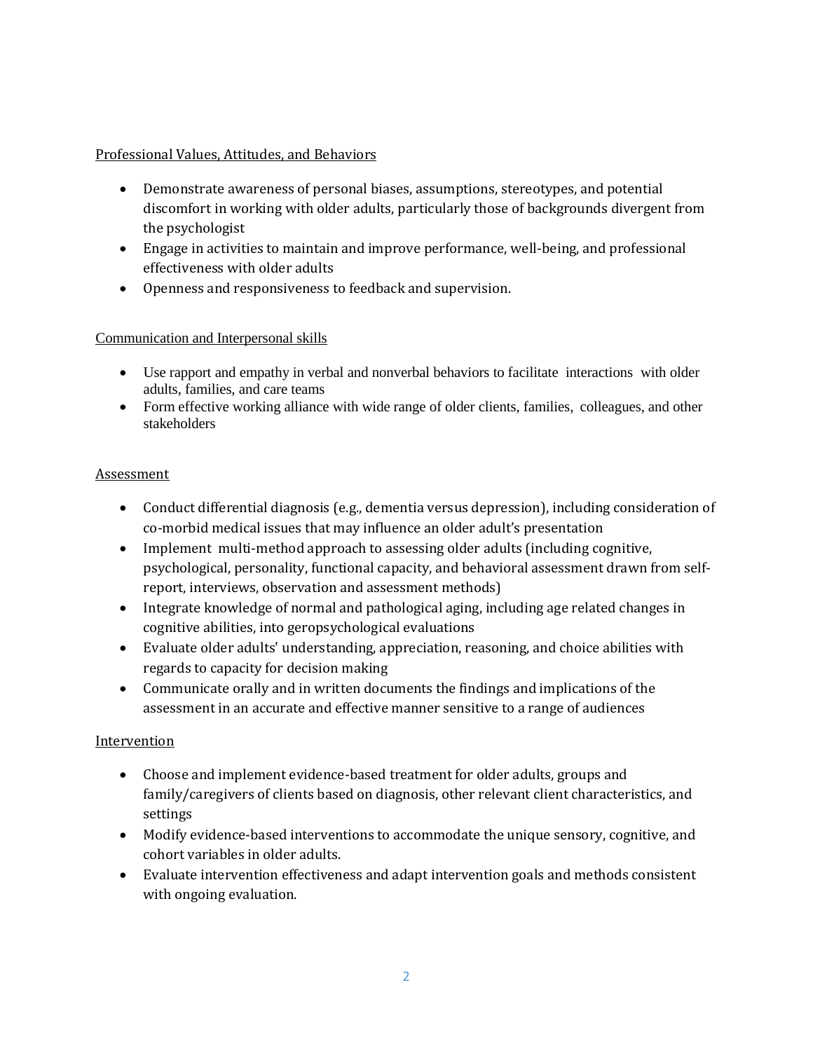## Professional Values, Attitudes, and Behaviors

- Demonstrate awareness of personal biases, assumptions, stereotypes, and potential discomfort in working with older adults, particularly those of backgrounds divergent from the psychologist
- Engage in activities to maintain and improve performance, well-being, and professional effectiveness with older adults
- Openness and responsiveness to feedback and supervision.

## Communication and Interpersonal skills

- Use rapport and empathy in verbal and nonverbal behaviors to facilitate interactions with older adults, families, and care teams
- Form effective working alliance with wide range of older clients, families, colleagues, and other stakeholders

## Assessment

- Conduct differential diagnosis (e.g., dementia versus depression), including consideration of co-morbid medical issues that may influence an older adult's presentation
- Implement multi-method approach to assessing older adults (including cognitive, psychological, personality, functional capacity, and behavioral assessment drawn from self-report, interviews, observation and assessment methods)
- Integrate knowledge of normal and pathological aging, including age related changes in cognitive abilities, into geropsychological evaluations
- Evaluate older adults' understanding, appreciation, reasoning, and choice abilities with regards to capacity for decision making
- Communicate orally and in written documents the findings and implications of the assessment in an accurate and effective manner sensitive to a range of audiences

## Intervention

- Choose and implement evidence-based treatment for older adults, groups and family/caregivers of clients based on diagnosis, other relevant client characteristics, and settings
- Modify evidence-based interventions to accommodate the unique sensory, cognitive, and cohort variables in older adults.
- Evaluate intervention effectiveness and adapt intervention goals and methods consistent with ongoing evaluation.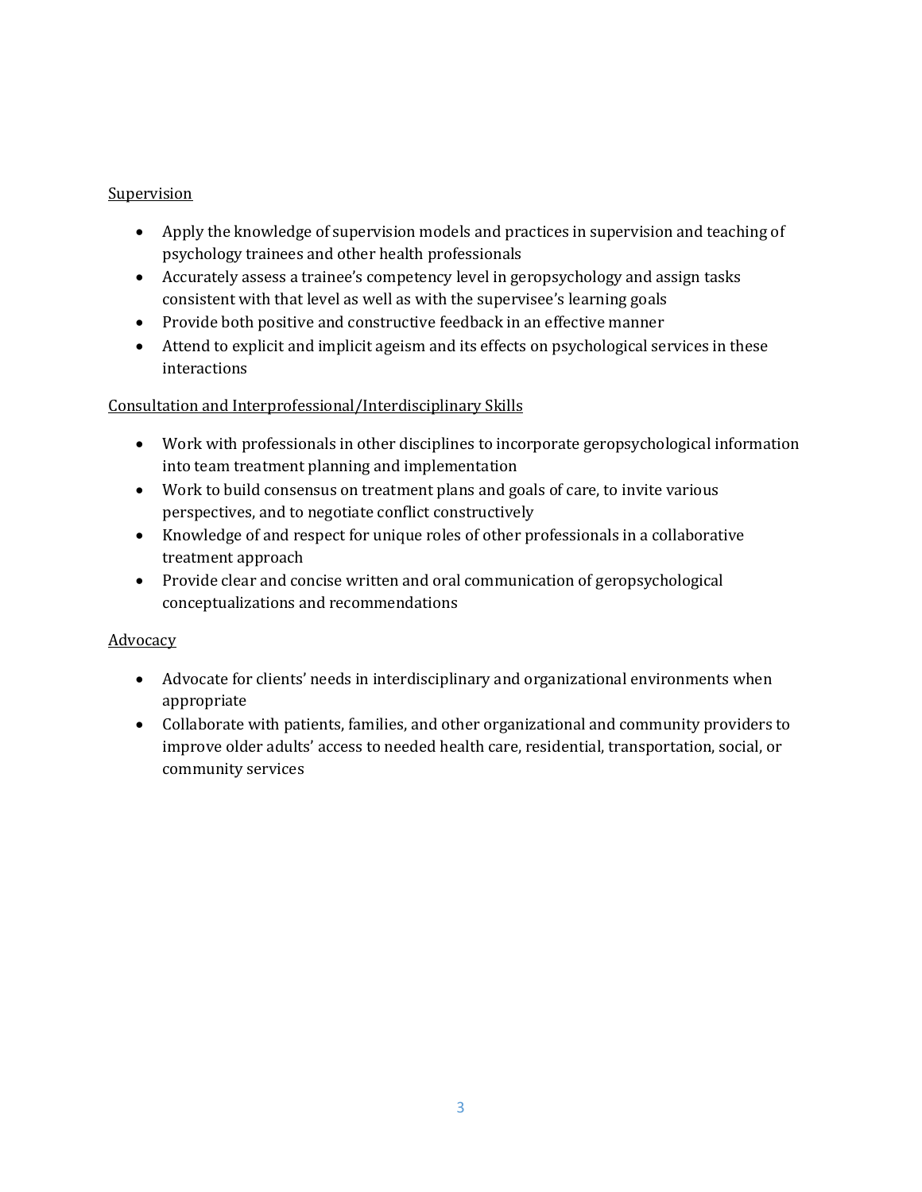Supervision

- Apply the knowledge of supervision models and practices in supervision and teaching of psychology trainees and other health professionals
- Accurately assess a trainee's competency level in geropsychology and assign tasks consistent with that level as well as with the supervisee's learning goals
- Provide both positive and constructive feedback in an effective manner
- Attend to explicit and implicit ageism and its effects on psychological services in these interactions

Consultation and Interprofessional/Interdisciplinary Skills

- Work with professionals in other disciplines to incorporate geropsychological information into team treatment planning and implementation
- Work to build consensus on treatment plans and goals of care, to invite various perspectives, and to negotiate conflict constructively
- Knowledge of and respect for unique roles of other professionals in a collaborative treatment approach
- Provide clear and concise written and oral communication of geropsychological conceptualizations and recommendations

Advocacy

- Advocate for clients' needs in interdisciplinary and organizational environments when appropriate
- Collaborate with patients, families, and other organizational and community providers to improve older adults' access to needed health care, residential, transportation, social, or community services